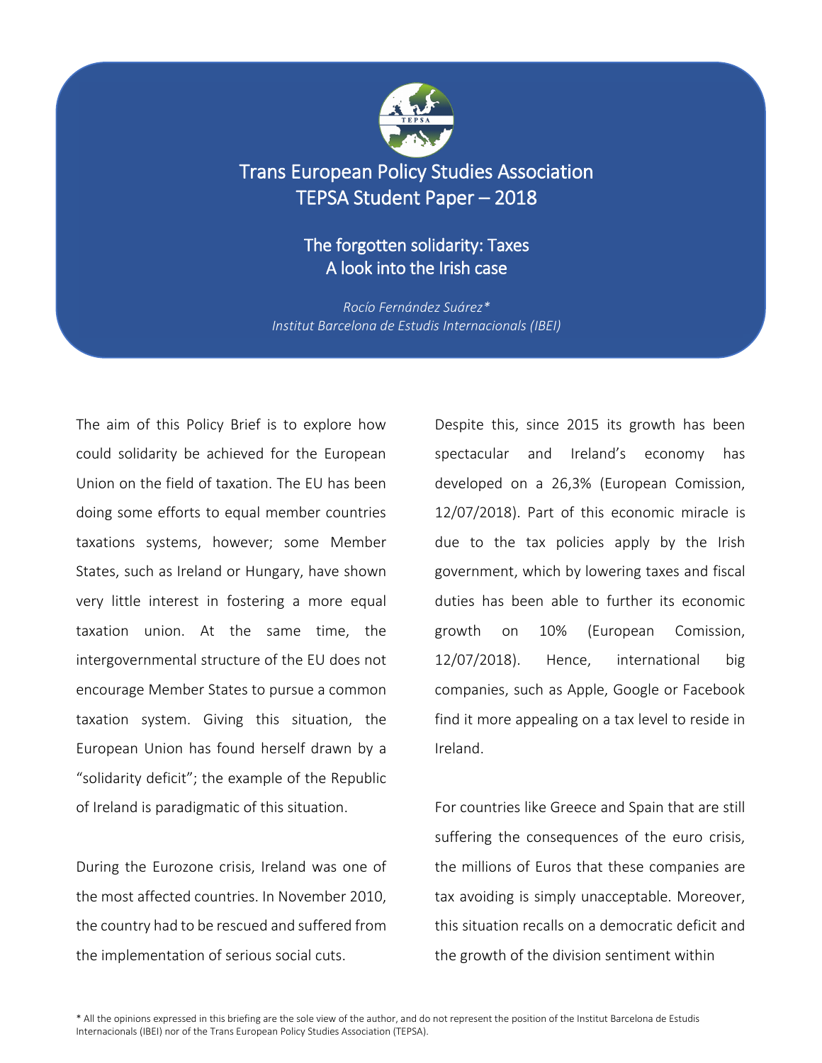# Trans European Policy Studies Association
## TEPSA Student Paper – 2018

### The forgotten solidarity: Taxes
### A look into the Irish case

*Rocío Fernández Suárez**
*Institut Barcelona de Estudis Internacionals (IBEI)*

The aim of this Policy Brief is to explore how could solidarity be achieved for the European Union on the field of taxation. The EU has been doing some efforts to equal member countries taxations systems, however; some Member States, such as Ireland or Hungary, have shown very little interest in fostering a more equal taxation union. At the same time, the intergovernmental structure of the EU does not encourage Member States to pursue a common taxation system. Giving this situation, the European Union has found herself drawn by a "solidarity deficit"; the example of the Republic of Ireland is paradigmatic of this situation.

During the Eurozone crisis, Ireland was one of the most affected countries. In November 2010, the country had to be rescued and suffered from the implementation of serious social cuts.

Despite this, since 2015 its growth has been spectacular and Ireland's economy has developed on a 26,3% (European Comission, 12/07/2018). Part of this economic miracle is due to the tax policies apply by the Irish government, which by lowering taxes and fiscal duties has been able to further its economic growth on 10% (European Comission, 12/07/2018). Hence, international big companies, such as Apple, Google or Facebook find it more appealing on a tax level to reside in Ireland.

For countries like Greece and Spain that are still suffering the consequences of the euro crisis, the millions of Euros that these companies are tax avoiding is simply unacceptable. Moreover, this situation recalls on a democratic deficit and the growth of the division sentiment within

\* All the opinions expressed in this briefing are the sole view of the author, and do not represent the position of the Institut Barcelona de Estudis Internacionals (IBEI) nor of the Trans European Policy Studies Association (TEPSA).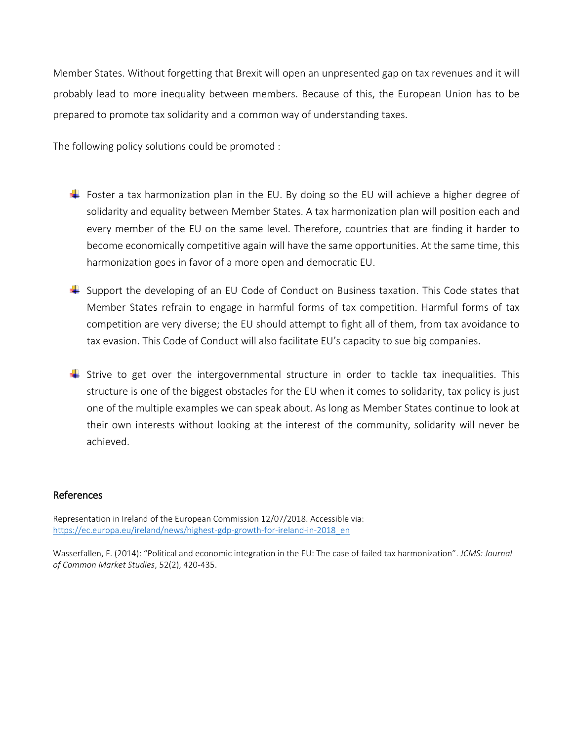Member States. Without forgetting that Brexit will open an unpresented gap on tax revenues and it will probably lead to more inequality between members. Because of this, the European Union has to be prepared to promote tax solidarity and a common way of understanding taxes.

The following policy solutions could be promoted :

- Foster a tax harmonization plan in the EU. By doing so the EU will achieve a higher degree of solidarity and equality between Member States. A tax harmonization plan will position each and every member of the EU on the same level. Therefore, countries that are finding it harder to become economically competitive again will have the same opportunities. At the same time, this harmonization goes in favor of a more open and democratic EU.

- Support the developing of an EU Code of Conduct on Business taxation. This Code states that Member States refrain to engage in harmful forms of tax competition. Harmful forms of tax competition are very diverse; the EU should attempt to fight all of them, from tax avoidance to tax evasion. This Code of Conduct will also facilitate EU's capacity to sue big companies.

- Strive to get over the intergovernmental structure in order to tackle tax inequalities. This structure is one of the biggest obstacles for the EU when it comes to solidarity, tax policy is just one of the multiple examples we can speak about. As long as Member States continue to look at their own interests without looking at the interest of the community, solidarity will never be achieved.

## References

Representation in Ireland of the European Commission 12/07/2018. Accessible via: https://ec.europa.eu/ireland/news/highest-gdp-growth-for-ireland-in-2018_en

Wasserfallen, F. (2014): "Political and economic integration in the EU: The case of failed tax harmonization". *JCMS: Journal of Common Market Studies*, 52(2), 420-435.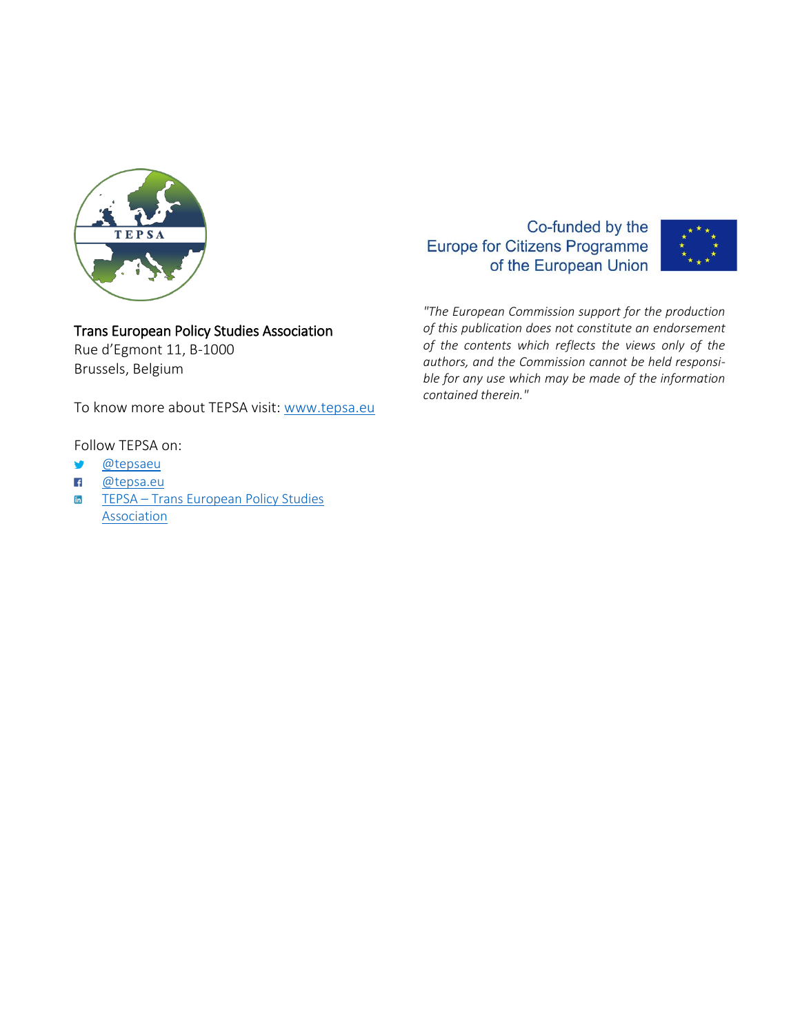Trans European Policy Studies Association
Rue d'Egmont 11, B-1000
Brussels, Belgium

To know more about TEPSA visit: www.tepsa.eu

Follow TEPSA on:

- @tepsaeu
- @tepsa.eu
- TEPSA – Trans European Policy Studies Association

Co-funded by the
Europe for Citizens Programme
of the European Union

*"The European Commission support for the production of this publication does not constitute an endorsement of the contents which reflects the views only of the authors, and the Commission cannot be held responsible for any use which may be made of the information contained therein."*